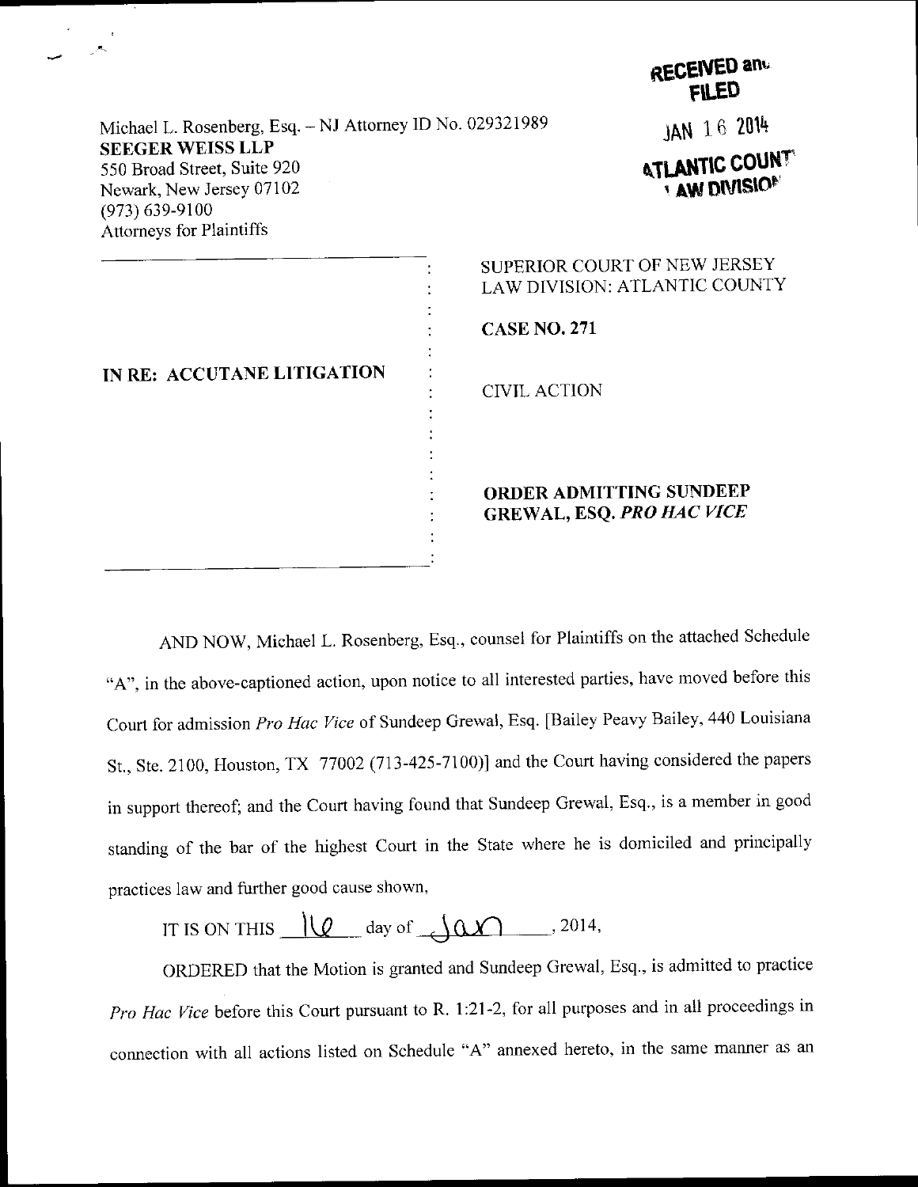RECEIVED and FILED

JAN 16 2014

ATLANTIC COUNTY LAW DIVISION

Michael L. Rosenberg, Esq. – NJ Attorney ID No. 029321989
**SEEGER WEISS LLP**
550 Broad Street, Suite 920
Newark, New Jersey 07102
(973) 639-9100
Attorneys for Plaintiffs

**IN RE: ACCUTANE LITIGATION**

SUPERIOR COURT OF NEW JERSEY
LAW DIVISION: ATLANTIC COUNTY

**CASE NO. 271**

CIVIL ACTION

**ORDER ADMITTING SUNDEEP GREWAL, ESQ. *PRO HAC VICE***

AND NOW, Michael L. Rosenberg, Esq., counsel for Plaintiffs on the attached Schedule "A", in the above-captioned action, upon notice to all interested parties, have moved before this Court for admission *Pro Hac Vice* of Sundeep Grewal, Esq. [Bailey Peavy Bailey, 440 Louisiana St., Ste. 2100, Houston, TX 77002 (713-425-7100)] and the Court having considered the papers in support thereof; and the Court having found that Sundeep Grewal, Esq., is a member in good standing of the bar of the highest Court in the State where he is domiciled and principally practices law and further good cause shown,

IT IS ON THIS 16 day of Jan, 2014,

ORDERED that the Motion is granted and Sundeep Grewal, Esq., is admitted to practice *Pro Hac Vice* before this Court pursuant to R. 1:21-2, for all purposes and in all proceedings in connection with all actions listed on Schedule "A" annexed hereto, in the same manner as an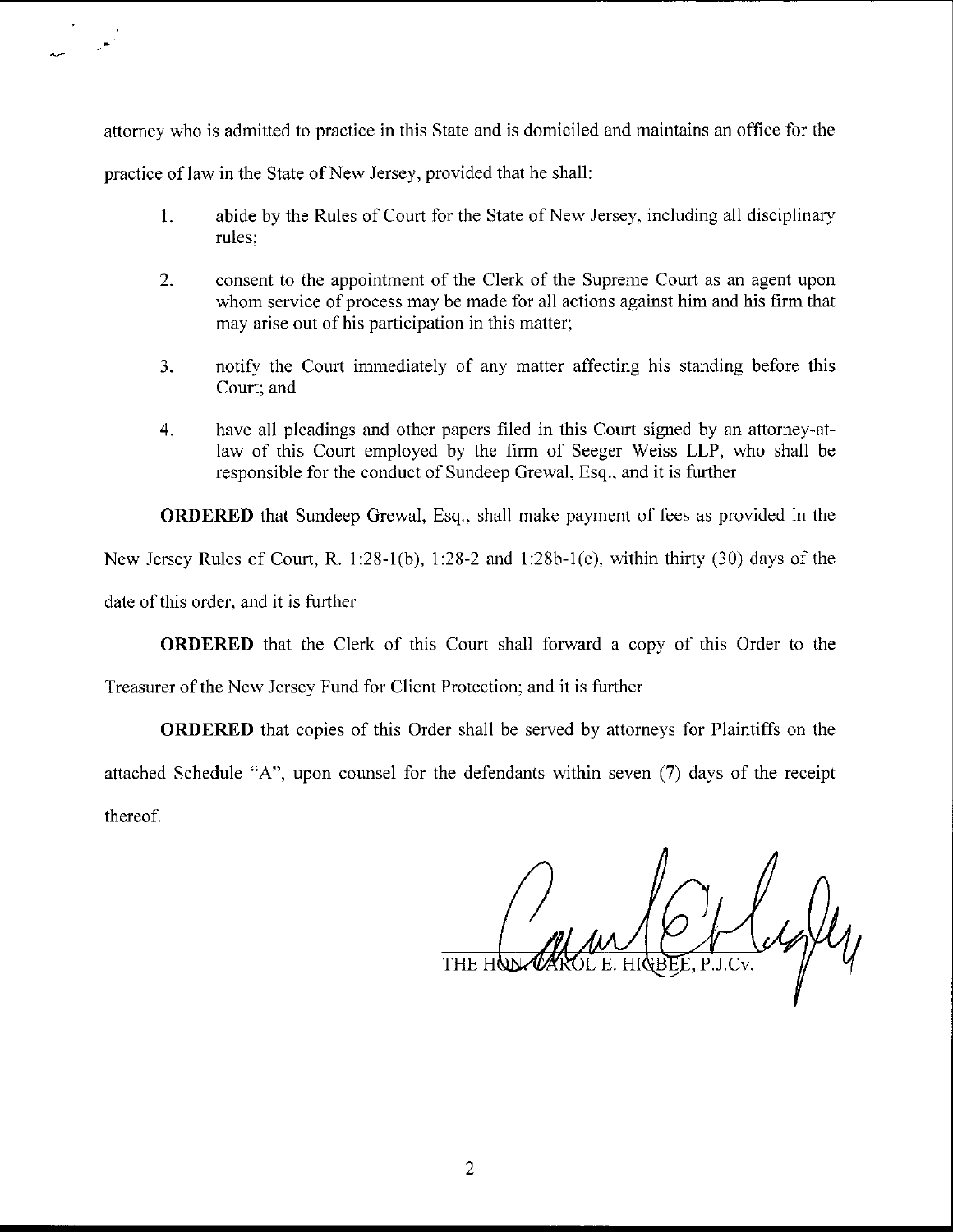attorney who is admitted to practice in this State and is domiciled and maintains an office for the practice of law in the State of New Jersey, provided that he shall:

1. abide by the Rules of Court for the State of New Jersey, including all disciplinary rules;

2. consent to the appointment of the Clerk of the Supreme Court as an agent upon whom service of process may be made for all actions against him and his firm that may arise out of his participation in this matter;

3. notify the Court immediately of any matter affecting his standing before this Court; and

4. have all pleadings and other papers filed in this Court signed by an attorney-at-law of this Court employed by the firm of Seeger Weiss LLP, who shall be responsible for the conduct of Sundeep Grewal, Esq., and it is further

**ORDERED** that Sundeep Grewal, Esq., shall make payment of fees as provided in the New Jersey Rules of Court, R. 1:28-1(b), 1:28-2 and 1:28b-1(e), within thirty (30) days of the date of this order, and it is further

**ORDERED** that the Clerk of this Court shall forward a copy of this Order to the Treasurer of the New Jersey Fund for Client Protection; and it is further

**ORDERED** that copies of this Order shall be served by attorneys for Plaintiffs on the attached Schedule "A", upon counsel for the defendants within seven (7) days of the receipt thereof.

THE HON. CAROL E. HIGBEE, P.J.Cv.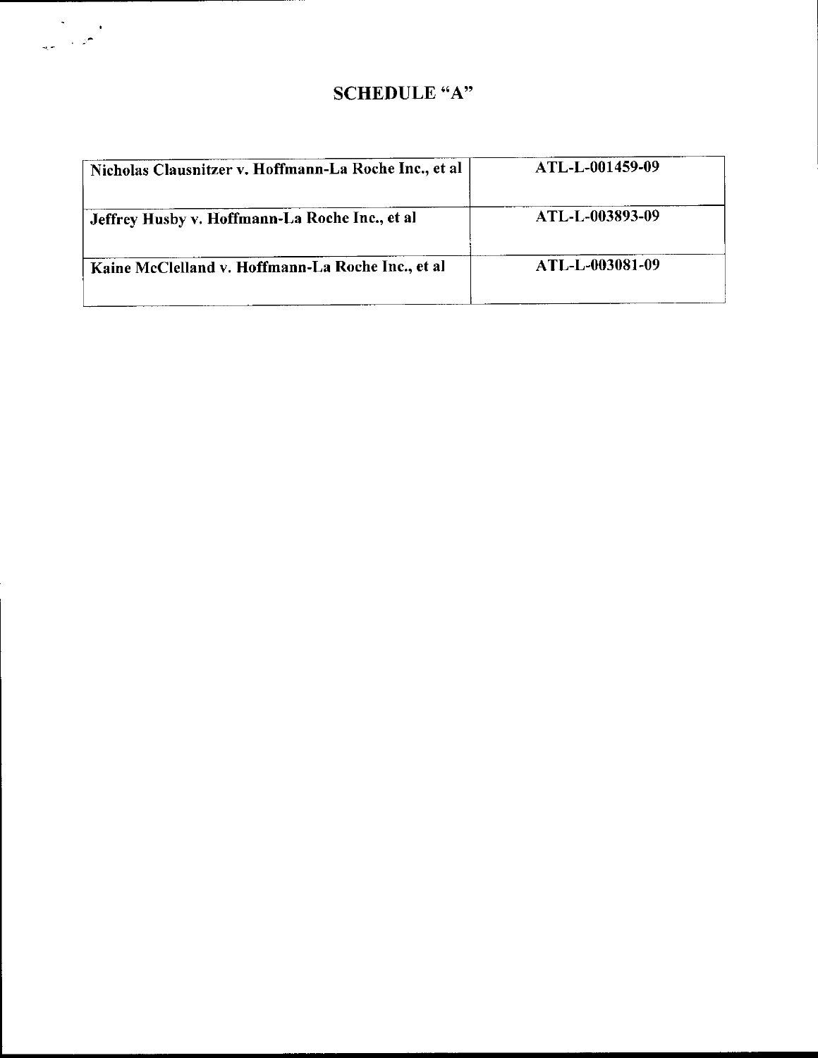## SCHEDULE "A"

| | |
|---|---|
| Nicholas Clausnitzer v. Hoffmann-La Roche Inc., et al | ATL-L-001459-09 |
| Jeffrey Husby v. Hoffmann-La Roche Inc., et al | ATL-L-003893-09 |
| Kaine McClelland v. Hoffmann-La Roche Inc., et al | ATL-L-003081-09 |